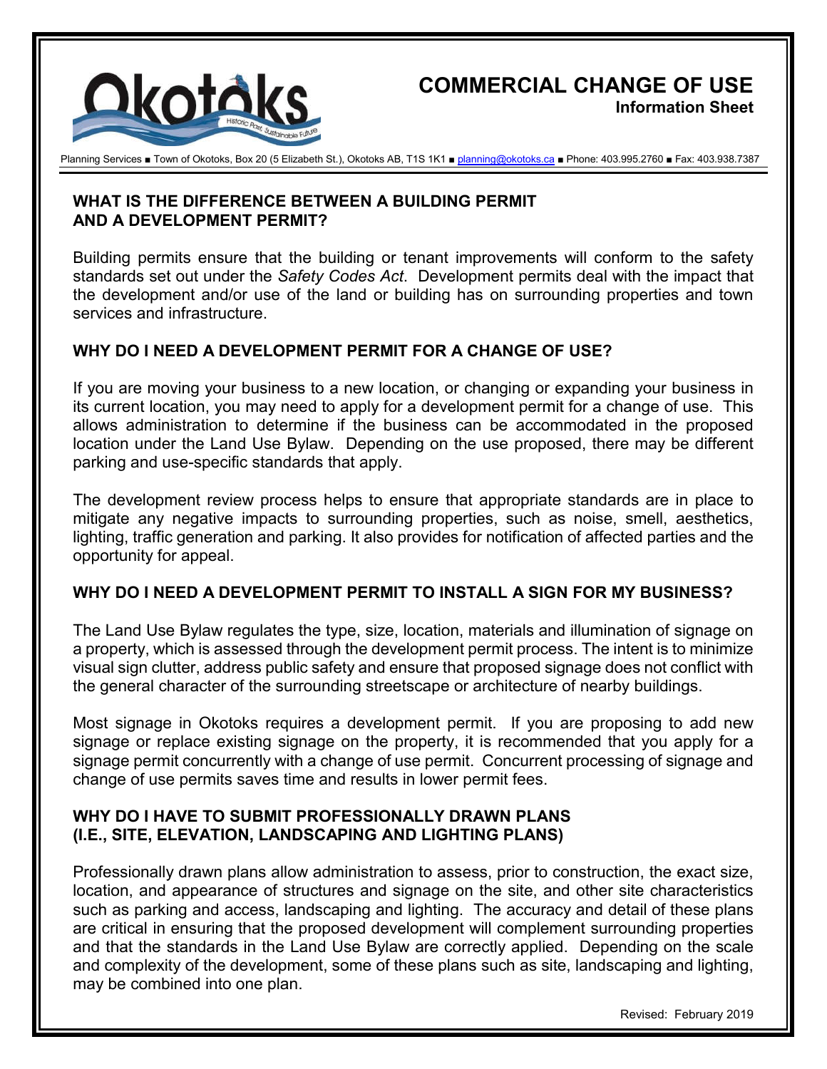# COMMERCIAL CHANGE OF USE

**Information Sheet**

Planning Services ■ Town of Okotoks, Box 20 (5 Elizabeth St.), Okotoks AB, T1S 1K1 ■ planning@okotoks.ca ■ Phone: 403.995.2760 ■ Fax: 403.938.7387

## WHAT IS THE DIFFERENCE BETWEEN A BUILDING PERMIT AND A DEVELOPMENT PERMIT?

Building permits ensure that the building or tenant improvements will conform to the safety standards set out under the *Safety Codes Act*. Development permits deal with the impact that the development and/or use of the land or building has on surrounding properties and town services and infrastructure.

## WHY DO I NEED A DEVELOPMENT PERMIT FOR A CHANGE OF USE?

If you are moving your business to a new location, or changing or expanding your business in its current location, you may need to apply for a development permit for a change of use. This allows administration to determine if the business can be accommodated in the proposed location under the Land Use Bylaw. Depending on the use proposed, there may be different parking and use-specific standards that apply.

The development review process helps to ensure that appropriate standards are in place to mitigate any negative impacts to surrounding properties, such as noise, smell, aesthetics, lighting, traffic generation and parking. It also provides for notification of affected parties and the opportunity for appeal.

## WHY DO I NEED A DEVELOPMENT PERMIT TO INSTALL A SIGN FOR MY BUSINESS?

The Land Use Bylaw regulates the type, size, location, materials and illumination of signage on a property, which is assessed through the development permit process. The intent is to minimize visual sign clutter, address public safety and ensure that proposed signage does not conflict with the general character of the surrounding streetscape or architecture of nearby buildings.

Most signage in Okotoks requires a development permit. If you are proposing to add new signage or replace existing signage on the property, it is recommended that you apply for a signage permit concurrently with a change of use permit. Concurrent processing of signage and change of use permits saves time and results in lower permit fees.

## WHY DO I HAVE TO SUBMIT PROFESSIONALLY DRAWN PLANS (I.E., SITE, ELEVATION, LANDSCAPING AND LIGHTING PLANS)

Professionally drawn plans allow administration to assess, prior to construction, the exact size, location, and appearance of structures and signage on the site, and other site characteristics such as parking and access, landscaping and lighting. The accuracy and detail of these plans are critical in ensuring that the proposed development will complement surrounding properties and that the standards in the Land Use Bylaw are correctly applied. Depending on the scale and complexity of the development, some of these plans such as site, landscaping and lighting, may be combined into one plan.

Revised: February 2019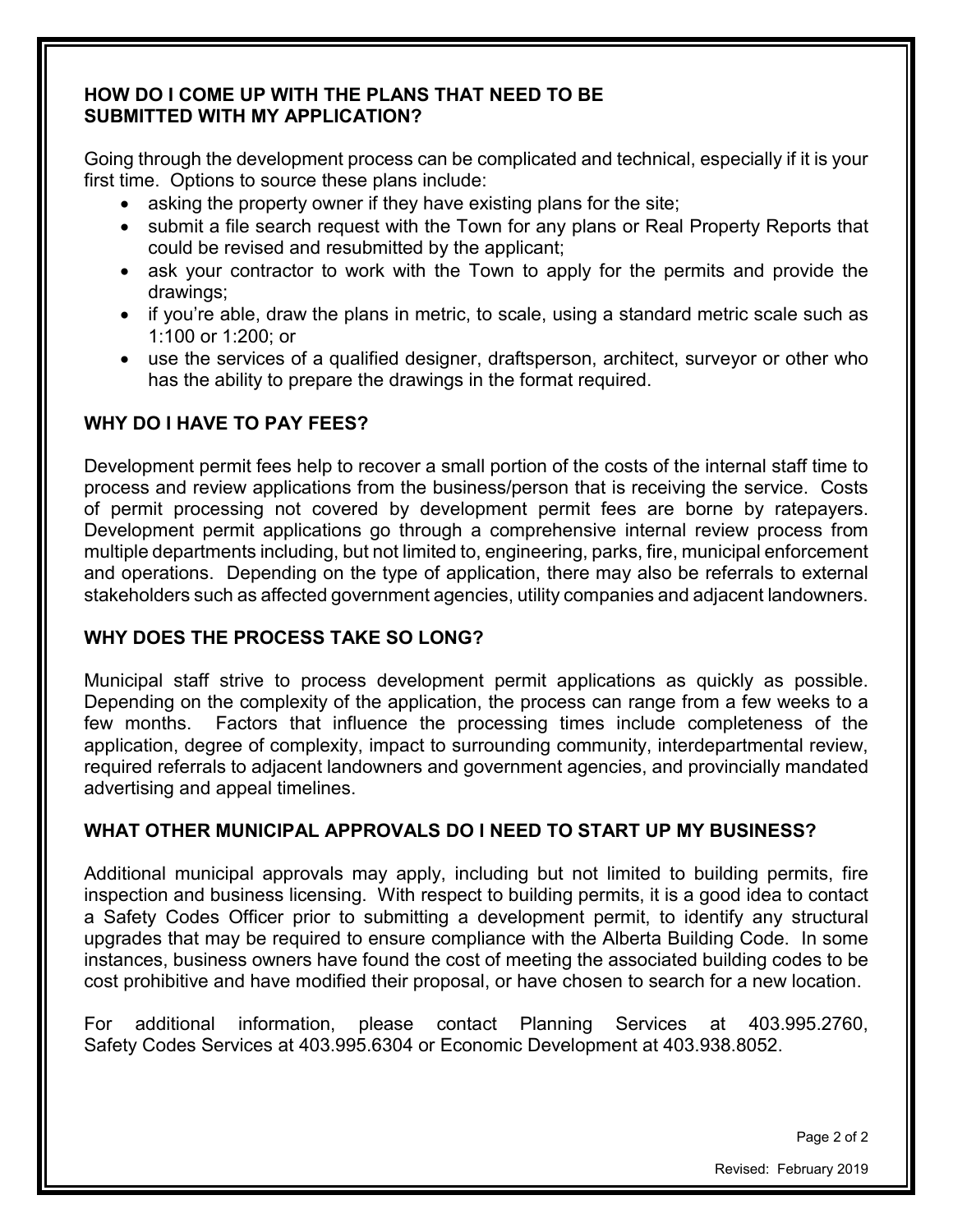## HOW DO I COME UP WITH THE PLANS THAT NEED TO BE SUBMITTED WITH MY APPLICATION?

Going through the development process can be complicated and technical, especially if it is your first time. Options to source these plans include:

- asking the property owner if they have existing plans for the site;
- submit a file search request with the Town for any plans or Real Property Reports that could be revised and resubmitted by the applicant;
- ask your contractor to work with the Town to apply for the permits and provide the drawings;
- if you're able, draw the plans in metric, to scale, using a standard metric scale such as 1:100 or 1:200; or
- use the services of a qualified designer, draftsperson, architect, surveyor or other who has the ability to prepare the drawings in the format required.

## WHY DO I HAVE TO PAY FEES?

Development permit fees help to recover a small portion of the costs of the internal staff time to process and review applications from the business/person that is receiving the service. Costs of permit processing not covered by development permit fees are borne by ratepayers. Development permit applications go through a comprehensive internal review process from multiple departments including, but not limited to, engineering, parks, fire, municipal enforcement and operations. Depending on the type of application, there may also be referrals to external stakeholders such as affected government agencies, utility companies and adjacent landowners.

## WHY DOES THE PROCESS TAKE SO LONG?

Municipal staff strive to process development permit applications as quickly as possible. Depending on the complexity of the application, the process can range from a few weeks to a few months. Factors that influence the processing times include completeness of the application, degree of complexity, impact to surrounding community, interdepartmental review, required referrals to adjacent landowners and government agencies, and provincially mandated advertising and appeal timelines.

## WHAT OTHER MUNICIPAL APPROVALS DO I NEED TO START UP MY BUSINESS?

Additional municipal approvals may apply, including but not limited to building permits, fire inspection and business licensing. With respect to building permits, it is a good idea to contact a Safety Codes Officer prior to submitting a development permit, to identify any structural upgrades that may be required to ensure compliance with the Alberta Building Code. In some instances, business owners have found the cost of meeting the associated building codes to be cost prohibitive and have modified their proposal, or have chosen to search for a new location.

For additional information, please contact Planning Services at 403.995.2760, Safety Codes Services at 403.995.6304 or Economic Development at 403.938.8052.

Revised: February 2019